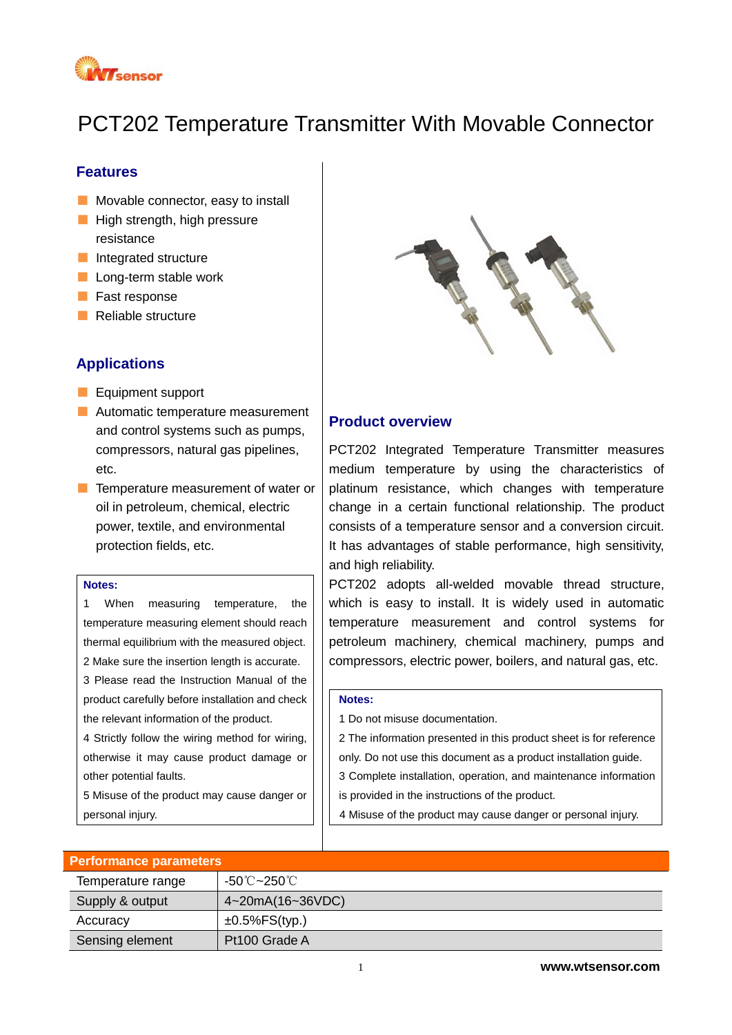# PCT202 Temperature Transmitter With Movable Connector

## Features

- Movable connector, easy to install
- High strength, high pressure resistance
- Integrated structure
- Long-term stable work
- Fast response
- Reliable structure

## Applications

- Equipment support
- Automatic temperature measurement and control systems such as pumps, compressors, natural gas pipelines, etc.
- Temperature measurement of water or oil in petroleum, chemical, electric power, textile, and environmental protection fields, etc.

**Notes:**

1 When measuring temperature, the temperature measuring element should reach thermal equilibrium with the measured object.

2 Make sure the insertion length is accurate.

3 Please read the Instruction Manual of the product carefully before installation and check the relevant information of the product.

4 Strictly follow the wiring method for wiring, otherwise it may cause product damage or other potential faults.

5 Misuse of the product may cause danger or personal injury.

## Product overview

PCT202 Integrated Temperature Transmitter measures medium temperature by using the characteristics of platinum resistance, which changes with temperature change in a certain functional relationship. The product consists of a temperature sensor and a conversion circuit. It has advantages of stable performance, high sensitivity, and high reliability.

PCT202 adopts all-welded movable thread structure, which is easy to install. It is widely used in automatic temperature measurement and control systems for petroleum machinery, chemical machinery, pumps and compressors, electric power, boilers, and natural gas, etc.

**Notes:**

1 Do not misuse documentation.

2 The information presented in this product sheet is for reference only. Do not use this document as a product installation guide.

3 Complete installation, operation, and maintenance information is provided in the instructions of the product.

4 Misuse of the product may cause danger or personal injury.

## Performance parameters

| Parameter | Value |
|---|---|
| Temperature range | -50℃~250℃ |
| Supply & output | 4~20mA(16~36VDC) |
| Accuracy | ±0.5%FS(typ.) |
| Sensing element | Pt100 Grade A |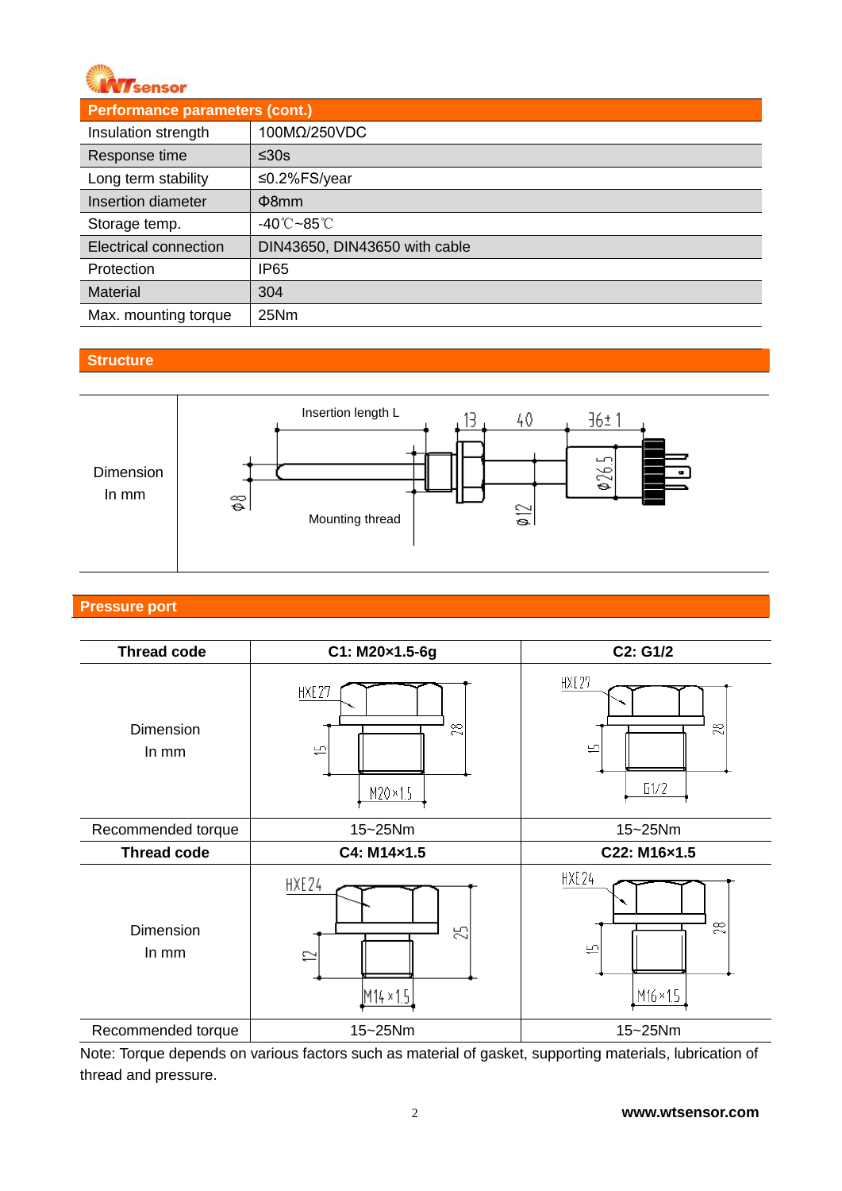## Performance parameters (cont.)

| | |
|---|---|
| Insulation strength | 100MΩ/250VDC |
| Response time | ≤30s |
| Long term stability | ≤0.2%FS/year |
| Insertion diameter | Φ8mm |
| Storage temp. | -40℃~85℃ |
| Electrical connection | DIN43650, DIN43650 with cable |
| Protection | IP65 |
| Material | 304 |
| Max. mounting torque | 25Nm |

## Structure

| | |
|---|---|
| Dimension In mm | Insertion length L, 13, 40, 36±1, φ8, φ26.5, φ12, Mounting thread |

## Pressure port

| Thread code | C1: M20×1.5-6g | C2: G1/2 |
|---|---|---|
| Dimension In mm | HXE27, 15, 28, M20×1.5 | HXE27, 15, 28, G1/2 |
| Recommended torque | 15~25Nm | 15~25Nm |
| **Thread code** | **C4: M14×1.5** | **C22: M16×1.5** |
| Dimension In mm | HXE24, 12, 25, M14×1.5 | HXE24, 15, 28, M16×1.5 |
| Recommended torque | 15~25Nm | 15~25Nm |

Note: Torque depends on various factors such as material of gasket, supporting materials, lubrication of thread and pressure.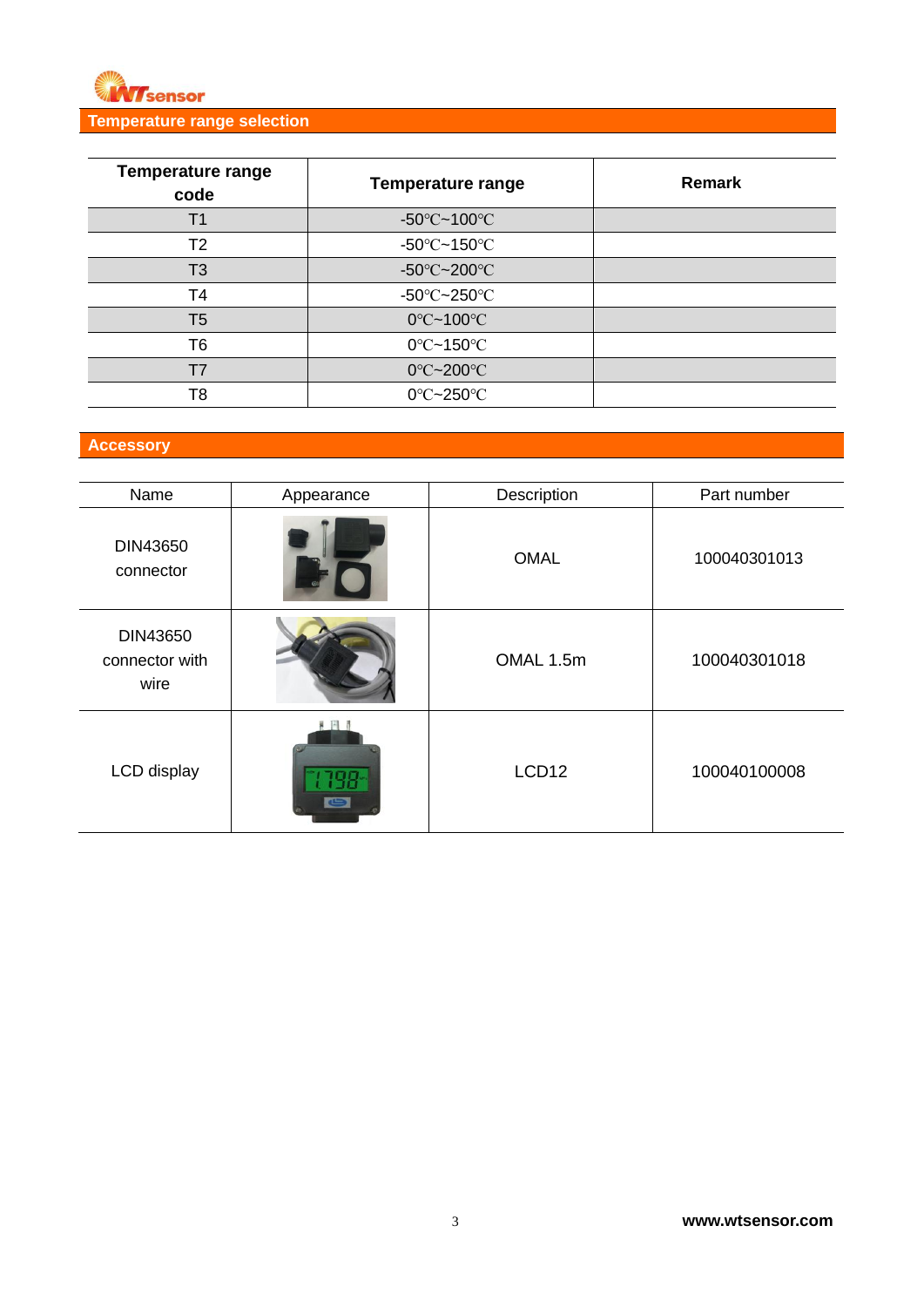## Temperature range selection

| Temperature range code | Temperature range | Remark |
|---|---|---|
| T1 | -50℃~100℃ | |
| T2 | -50℃~150℃ | |
| T3 | -50℃~200℃ | |
| T4 | -50℃~250℃ | |
| T5 | 0℃~100℃ | |
| T6 | 0℃~150℃ | |
| T7 | 0℃~200℃ | |
| T8 | 0℃~250℃ | |

## Accessory

| Name | Appearance | Description | Part number |
|---|---|---|---|
| DIN43650 connector | | OMAL | 100040301013 |
| DIN43650 connector with wire | | OMAL 1.5m | 100040301018 |
| LCD display | | LCD12 | 100040100008 |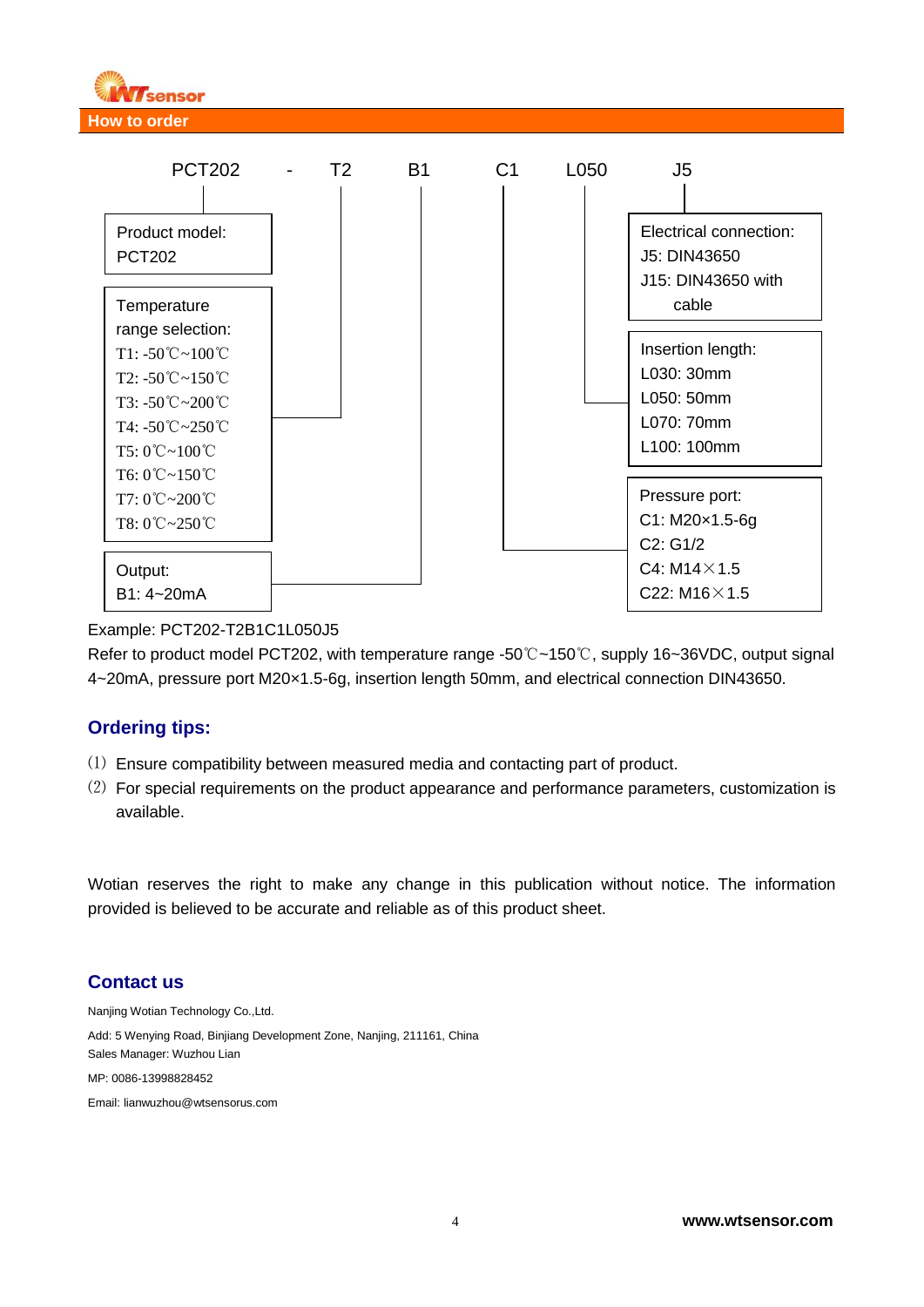## How to order

PCT202 - T2 B1 C1 L050 J5

Product model:
PCT202

Temperature range selection:
T1: -50℃~100℃
T2: -50℃~150℃
T3: -50℃~200℃
T4: -50℃~250℃
T5: 0℃~100℃
T6: 0℃~150℃
T7: 0℃~200℃
T8: 0℃~250℃

Output:
B1: 4~20mA

Electrical connection:
J5: DIN43650
J15: DIN43650 with cable

Insertion length:
L030: 30mm
L050: 50mm
L070: 70mm
L100: 100mm

Pressure port:
C1: M20×1.5-6g
C2: G1/2
C4: M14×1.5
C22: M16×1.5

Example: PCT202-T2B1C1L050J5

Refer to product model PCT202, with temperature range -50℃~150℃, supply 16~36VDC, output signal 4~20mA, pressure port M20×1.5-6g, insertion length 50mm, and electrical connection DIN43650.

## Ordering tips:

(1) Ensure compatibility between measured media and contacting part of product.
(2) For special requirements on the product appearance and performance parameters, customization is available.

Wotian reserves the right to make any change in this publication without notice. The information provided is believed to be accurate and reliable as of this product sheet.

## Contact us

Nanjing Wotian Technology Co.,Ltd.

Add: 5 Wenying Road, Binjiang Development Zone, Nanjing, 211161, China
Sales Manager: Wuzhou Lian

MP: 0086-13998828452

Email: lianwuzhou@wtsensorus.com

www.wtsensor.com